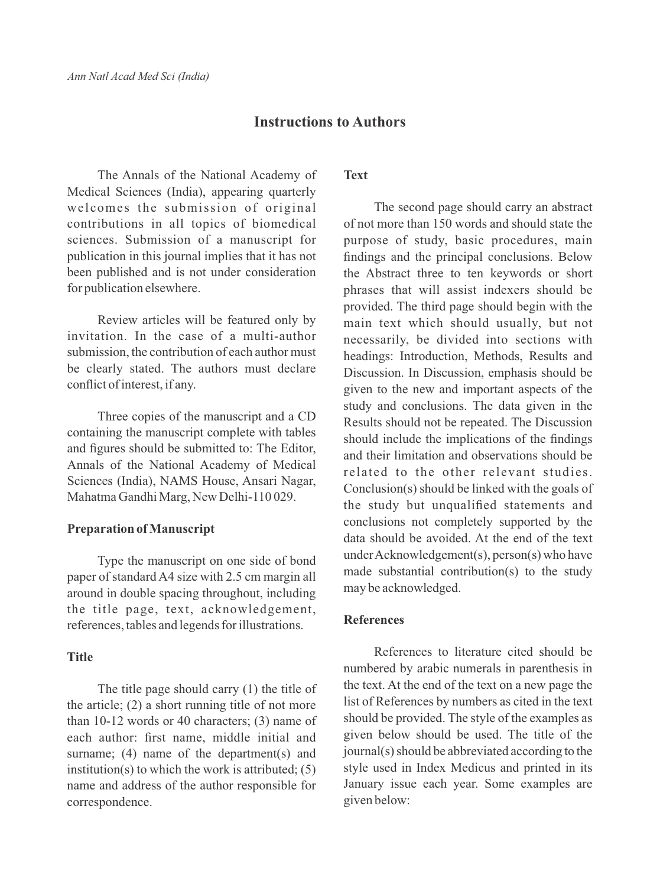# Instructions to Authors

The Annals of the National Academy of Medical Sciences (India), appearing quarterly welcomes the submission of original contributions in all topics of biomedical sciences. Submission of a manuscript for publication in this journal implies that it has not been published and is not under consideration for publication elsewhere.

Review articles will be featured only by invitation. In the case of a multi-author submission, the contribution of each author must be clearly stated. The authors must declare conflict of interest, if any.

Three copies of the manuscript and a CD containing the manuscript complete with tables and figures should be submitted to: The Editor, Annals of the National Academy of Medical Sciences (India), NAMS House, Ansari Nagar, Mahatma Gandhi Marg, New Delhi-110 029.

## Preparation of Manuscript

Type the manuscript on one side of bond paper of standard A4 size with 2.5 cm margin all around in double spacing throughout, including the title page, text, acknowledgement, references, tables and legends for illustrations.

## Title

The title page should carry (1) the title of the article; (2) a short running title of not more than 10-12 words or 40 characters; (3) name of each author: first name, middle initial and surname; (4) name of the department(s) and institution(s) to which the work is attributed; (5) name and address of the author responsible for correspondence.

## Text

The second page should carry an abstract of not more than 150 words and should state the purpose of study, basic procedures, main findings and the principal conclusions. Below the Abstract three to ten keywords or short phrases that will assist indexers should be provided. The third page should begin with the main text which should usually, but not necessarily, be divided into sections with headings: Introduction, Methods, Results and Discussion. In Discussion, emphasis should be given to the new and important aspects of the study and conclusions. The data given in the Results should not be repeated. The Discussion should include the implications of the findings and their limitation and observations should be related to the other relevant studies. Conclusion(s) should be linked with the goals of the study but unqualified statements and conclusions not completely supported by the data should be avoided. At the end of the text under Acknowledgement(s), person(s) who have made substantial contribution(s) to the study may be acknowledged.

## References

References to literature cited should be numbered by arabic numerals in parenthesis in the text. At the end of the text on a new page the list of References by numbers as cited in the text should be provided. The style of the examples as given below should be used. The title of the journal(s) should be abbreviated according to the style used in Index Medicus and printed in its January issue each year. Some examples are given below: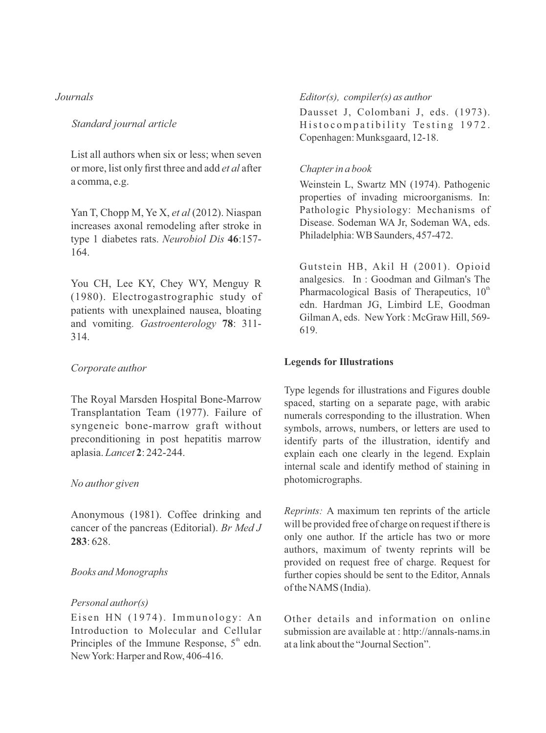*Journals*

*Standard journal article*

List all authors when six or less; when seven or more, list only first three and add *et al* after a comma, e.g.

Yan T, Chopp M, Ye X, *et al* (2012). Niaspan increases axonal remodeling after stroke in type 1 diabetes rats. *Neurobiol Dis* **46**:157-164.

You CH, Lee KY, Chey WY, Menguy R (1980). Electrogastrographic study of patients with unexplained nausea, bloating and vomiting. *Gastroenterology* **78**: 311-314.

*Corporate author*

The Royal Marsden Hospital Bone-Marrow Transplantation Team (1977). Failure of syngeneic bone-marrow graft without preconditioning in post hepatitis marrow aplasia. *Lancet* **2**: 242-244.

*No author given*

Anonymous (1981). Coffee drinking and cancer of the pancreas (Editorial). *Br Med J* **283**: 628.

*Books and Monographs*

*Personal author(s)*

Eisen HN (1974). Immunology: An Introduction to Molecular and Cellular Principles of the Immune Response, 5th edn. New York: Harper and Row, 406-416.

*Editor(s), compiler(s) as author*

Dausset J, Colombani J, eds. (1973). Histocompatibility Testing 1972. Copenhagen: Munksgaard, 12-18.

*Chapter in a book*

Weinstein L, Swartz MN (1974). Pathogenic properties of invading microorganisms. In: Pathologic Physiology: Mechanisms of Disease. Sodeman WA Jr, Sodeman WA, eds. Philadelphia: WB Saunders, 457-472.

Gutstein HB, Akil H (2001). Opioid analgesics. In : Goodman and Gilman's The Pharmacological Basis of Therapeutics, 10th edn. Hardman JG, Limbird LE, Goodman Gilman A, eds. New York : McGraw Hill, 569-619.

**Legends for Illustrations**

Type legends for illustrations and Figures double spaced, starting on a separate page, with arabic numerals corresponding to the illustration. When symbols, arrows, numbers, or letters are used to identify parts of the illustration, identify and explain each one clearly in the legend. Explain internal scale and identify method of staining in photomicrographs.

*Reprints:* A maximum ten reprints of the article will be provided free of charge on request if there is only one author. If the article has two or more authors, maximum of twenty reprints will be provided on request free of charge. Request for further copies should be sent to the Editor, Annals of the NAMS (India).

Other details and information on online submission are available at : http://annals-nams.in at a link about the "Journal Section".